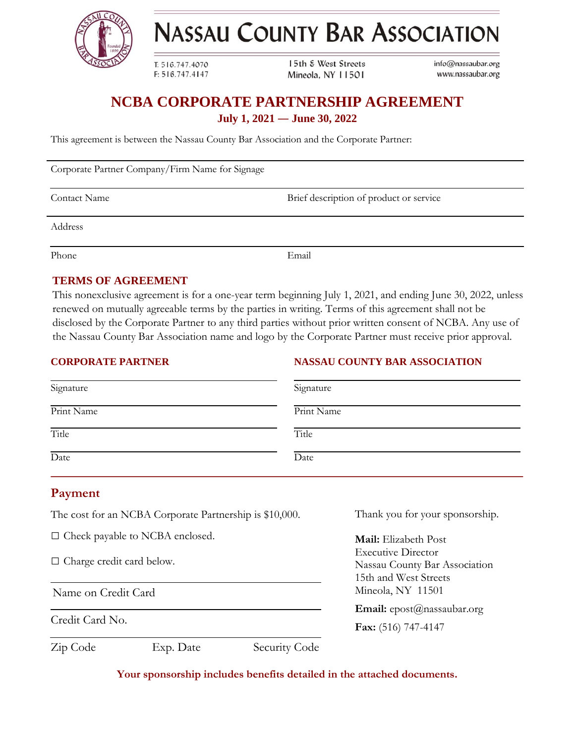# NASSAU COUNTY BAR ASSOCIATION

T: 516.747.4070
F: 516.747.4147

15th & West Streets
Mineola, NY 11501

info@nassaubar.org
www.nassaubar.org

## NCBA CORPORATE PARTNERSHIP AGREEMENT

**July 1, 2021 — June 30, 2022**

This agreement is between the Nassau County Bar Association and the Corporate Partner:

Corporate Partner Company/Firm Name for Signage

Contact Name | Brief description of product or service

Address

Phone | Email

### TERMS OF AGREEMENT

This nonexclusive agreement is for a one-year term beginning July 1, 2021, and ending June 30, 2022, unless renewed on mutually agreeable terms by the parties in writing. Terms of this agreement shall not be disclosed by the Corporate Partner to any third parties without prior written consent of NCBA. Any use of the Nassau County Bar Association name and logo by the Corporate Partner must receive prior approval.

| CORPORATE PARTNER | NASSAU COUNTY BAR ASSOCIATION |
| --- | --- |
| Signature | Signature |
| Print Name | Print Name |
| Title | Title |
| Date | Date |

### Payment

The cost for an NCBA Corporate Partnership is $10,000.

☐ Check payable to NCBA enclosed.

☐ Charge credit card below.

Name on Credit Card

Credit Card No.

Zip Code | Exp. Date | Security Code

Thank you for your sponsorship.

**Mail:** Elizabeth Post
Executive Director
Nassau County Bar Association
15th and West Streets
Mineola, NY 11501

**Email:** epost@nassaubar.org

**Fax:** (516) 747-4147

**Your sponsorship includes benefits detailed in the attached documents.**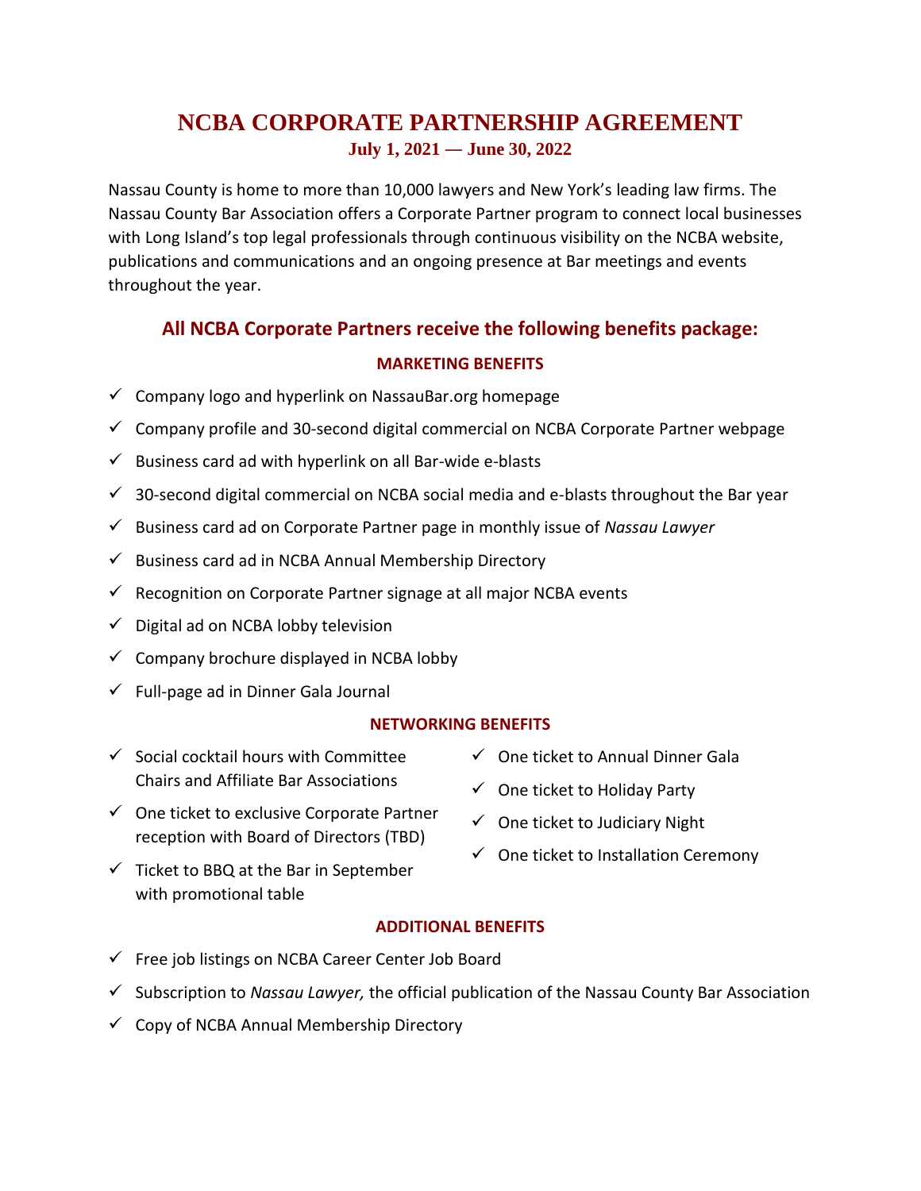# NCBA CORPORATE PARTNERSHIP AGREEMENT

### July 1, 2021 — June 30, 2022

Nassau County is home to more than 10,000 lawyers and New York's leading law firms. The Nassau County Bar Association offers a Corporate Partner program to connect local businesses with Long Island's top legal professionals through continuous visibility on the NCBA website, publications and communications and an ongoing presence at Bar meetings and events throughout the year.

## All NCBA Corporate Partners receive the following benefits package:

### MARKETING BENEFITS

- ✓ Company logo and hyperlink on NassauBar.org homepage
- ✓ Company profile and 30-second digital commercial on NCBA Corporate Partner webpage
- ✓ Business card ad with hyperlink on all Bar-wide e-blasts
- ✓ 30-second digital commercial on NCBA social media and e-blasts throughout the Bar year
- ✓ Business card ad on Corporate Partner page in monthly issue of *Nassau Lawyer*
- ✓ Business card ad in NCBA Annual Membership Directory
- ✓ Recognition on Corporate Partner signage at all major NCBA events
- ✓ Digital ad on NCBA lobby television
- ✓ Company brochure displayed in NCBA lobby
- ✓ Full-page ad in Dinner Gala Journal

### NETWORKING BENEFITS

- ✓ Social cocktail hours with Committee Chairs and Affiliate Bar Associations
- ✓ One ticket to exclusive Corporate Partner reception with Board of Directors (TBD)
- ✓ Ticket to BBQ at the Bar in September with promotional table
- ✓ One ticket to Annual Dinner Gala
- ✓ One ticket to Holiday Party
- ✓ One ticket to Judiciary Night
- ✓ One ticket to Installation Ceremony

### ADDITIONAL BENEFITS

- ✓ Free job listings on NCBA Career Center Job Board
- ✓ Subscription to *Nassau Lawyer,* the official publication of the Nassau County Bar Association
- ✓ Copy of NCBA Annual Membership Directory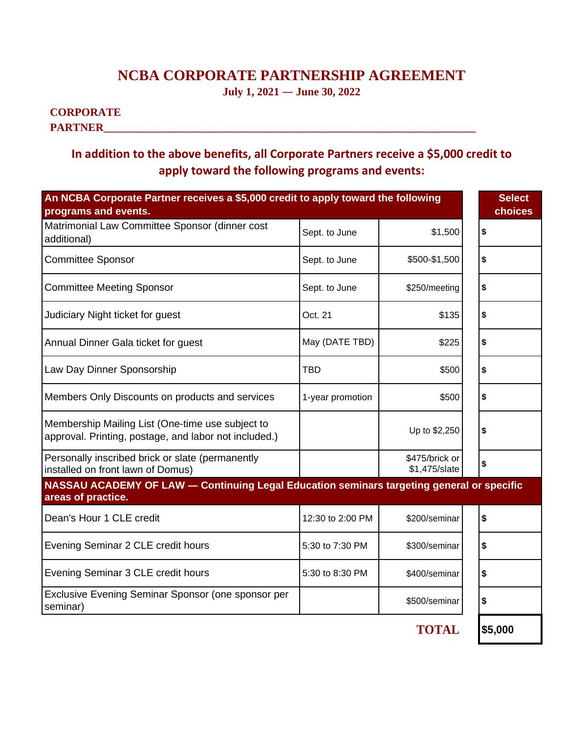# NCBA CORPORATE PARTNERSHIP AGREEMENT

**July 1, 2021 — June 30, 2022**

**CORPORATE PARTNER**______________________________________________________________

**In addition to the above benefits, all Corporate Partners receive a $5,000 credit to apply toward the following programs and events:**

| An NCBA Corporate Partner receives a $5,000 credit to apply toward the following programs and events. | | | Select choices |
|---|---|---|---|
| Matrimonial Law Committee Sponsor (dinner cost additional) | Sept. to June | $1,500 | $ |
| Committee Sponsor | Sept. to June | $500-$1,500 | $ |
| Committee Meeting Sponsor | Sept. to June | $250/meeting | $ |
| Judiciary Night ticket for guest | Oct. 21 | $135 | $ |
| Annual Dinner Gala ticket for guest | May (DATE TBD) | $225 | $ |
| Law Day Dinner Sponsorship | TBD | $500 | $ |
| Members Only Discounts on products and services | 1-year promotion | $500 | $ |
| Membership Mailing List (One-time use subject to approval. Printing, postage, and labor not included.) | | Up to $2,250 | $ |
| Personally inscribed brick or slate (permanently installed on front lawn of Domus) | | $475/brick or $1,475/slate | $ |
| **NASSAU ACADEMY OF LAW — Continuing Legal Education seminars targeting general or specific areas of practice.** | | | |
| Dean's Hour 1 CLE credit | 12:30 to 2:00 PM | $200/seminar | $ |
| Evening Seminar 2 CLE credit hours | 5:30 to 7:30 PM | $300/seminar | $ |
| Evening Seminar 3 CLE credit hours | 5:30 to 8:30 PM | $400/seminar | $ |
| Exclusive Evening Seminar Sponsor (one sponsor per seminar) | | $500/seminar | $ |
| | | **TOTAL** | **$5,000** |